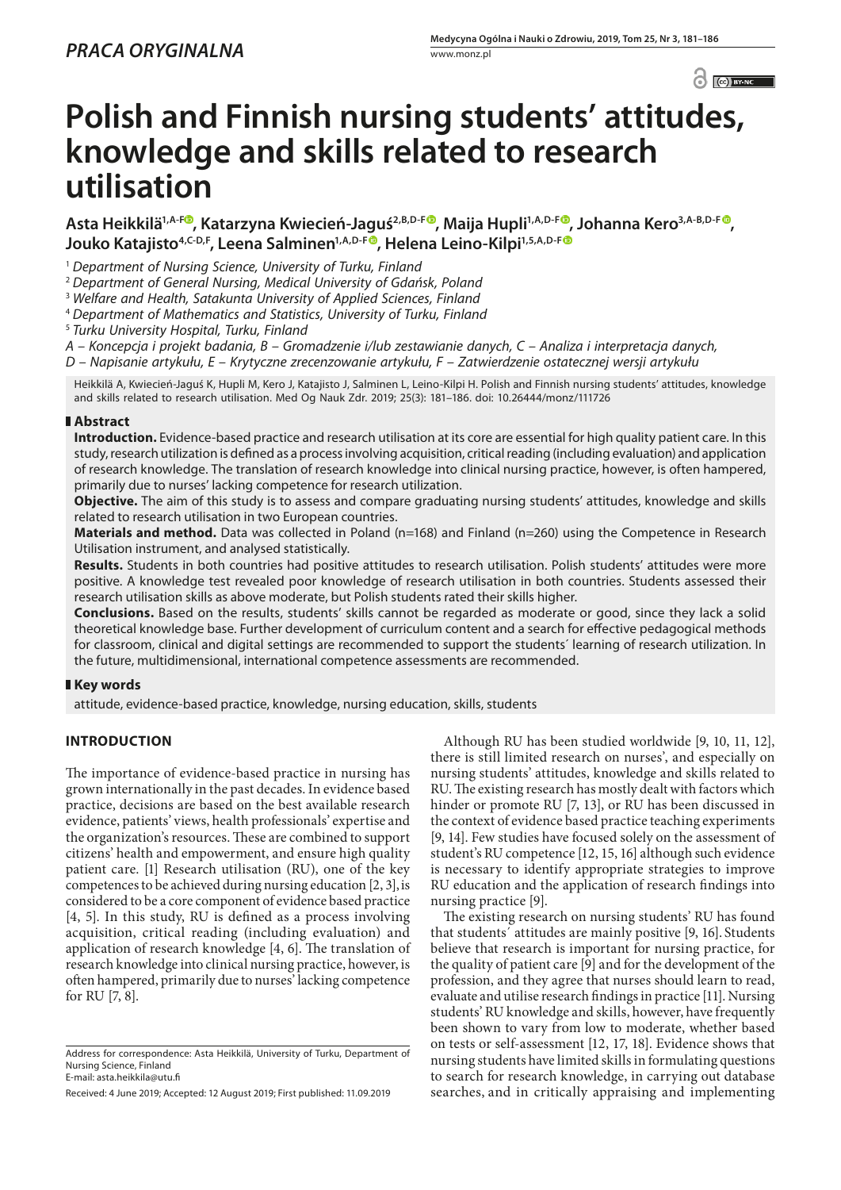*PRACA ORYGINALNA*

# Polish and Finnish nursing students' attitudes, knowledge and skills related to research utilisation

**Asta Heikkilä[1,A-F], Katarzyna Kwiecień-Jaguś[2,B,D-F], Maija Hupli[1,A,D-F], Johanna Kero[3,A-B,D-F], Jouko Katajisto[4,C-D,F], Leena Salminen[1,A,D-F], Helena Leino-Kilpi[1,5,A,D-F]**

[1] *Department of Nursing Science, University of Turku, Finland*
[2] *Department of General Nursing, Medical University of Gdańsk, Poland*
[3] *Welfare and Health, Satakunta University of Applied Sciences, Finland*
[4] *Department of Mathematics and Statistics, University of Turku, Finland*
[5] *Turku University Hospital, Turku, Finland*

*A – Koncepcja i projekt badania, B – Gromadzenie i/lub zestawianie danych, C – Analiza i interpretacja danych, D – Napisanie artykułu, E – Krytyczne zrecenzowanie artykułu, F – Zatwierdzenie ostatecznej wersji artykułu*

Heikkilä A, Kwiecień-Jaguś K, Hupli M, Kero J, Katajisto J, Salminen L, Leino-Kilpi H. Polish and Finnish nursing students' attitudes, knowledge and skills related to research utilisation. Med Og Nauk Zdr. 2019; 25(3): 181–186. doi: 10.26444/monz/111726

## Abstract

**Introduction.** Evidence-based practice and research utilisation at its core are essential for high quality patient care. In this study, research utilization is defined as a process involving acquisition, critical reading (including evaluation) and application of research knowledge. The translation of research knowledge into clinical nursing practice, however, is often hampered, primarily due to nurses' lacking competence for research utilization.

**Objective.** The aim of this study is to assess and compare graduating nursing students' attitudes, knowledge and skills related to research utilisation in two European countries.

**Materials and method.** Data was collected in Poland (n=168) and Finland (n=260) using the Competence in Research Utilisation instrument, and analysed statistically.

**Results.** Students in both countries had positive attitudes to research utilisation. Polish students' attitudes were more positive. A knowledge test revealed poor knowledge of research utilisation in both countries. Students assessed their research utilisation skills as above moderate, but Polish students rated their skills higher.

**Conclusions.** Based on the results, students' skills cannot be regarded as moderate or good, since they lack a solid theoretical knowledge base. Further development of curriculum content and a search for effective pedagogical methods for classroom, clinical and digital settings are recommended to support the students´ learning of research utilization. In the future, multidimensional, international competence assessments are recommended.

## Key words

attitude, evidence-based practice, knowledge, nursing education, skills, students

## INTRODUCTION

The importance of evidence-based practice in nursing has grown internationally in the past decades. In evidence based practice, decisions are based on the best available research evidence, patients' views, health professionals' expertise and the organization's resources. These are combined to support citizens' health and empowerment, and ensure high quality patient care. [1] Research utilisation (RU), one of the key competences to be achieved during nursing education [2, 3], is considered to be a core component of evidence based practice [4, 5]. In this study, RU is defined as a process involving acquisition, critical reading (including evaluation) and application of research knowledge [4, 6]. The translation of research knowledge into clinical nursing practice, however, is often hampered, primarily due to nurses' lacking competence for RU [7, 8].

Although RU has been studied worldwide [9, 10, 11, 12], there is still limited research on nurses', and especially on nursing students' attitudes, knowledge and skills related to RU. The existing research has mostly dealt with factors which hinder or promote RU [7, 13], or RU has been discussed in the context of evidence based practice teaching experiments [9, 14]. Few studies have focused solely on the assessment of student's RU competence [12, 15, 16] although such evidence is necessary to identify appropriate strategies to improve RU education and the application of research findings into nursing practice [9].

The existing research on nursing students' RU has found that students´ attitudes are mainly positive [9, 16]. Students believe that research is important for nursing practice, for the quality of patient care [9] and for the development of the profession, and they agree that nurses should learn to read, evaluate and utilise research findings in practice [11]. Nursing students' RU knowledge and skills, however, have frequently been shown to vary from low to moderate, whether based on tests or self-assessment [12, 17, 18]. Evidence shows that nursing students have limited skills in formulating questions to search for research knowledge, in carrying out database searches, and in critically appraising and implementing

Address for correspondence: Asta Heikkilä, University of Turku, Department of Nursing Science, Finland
E-mail: asta.heikkila@utu.fi

Received: 4 June 2019; Accepted: 12 August 2019; First published: 11.09.2019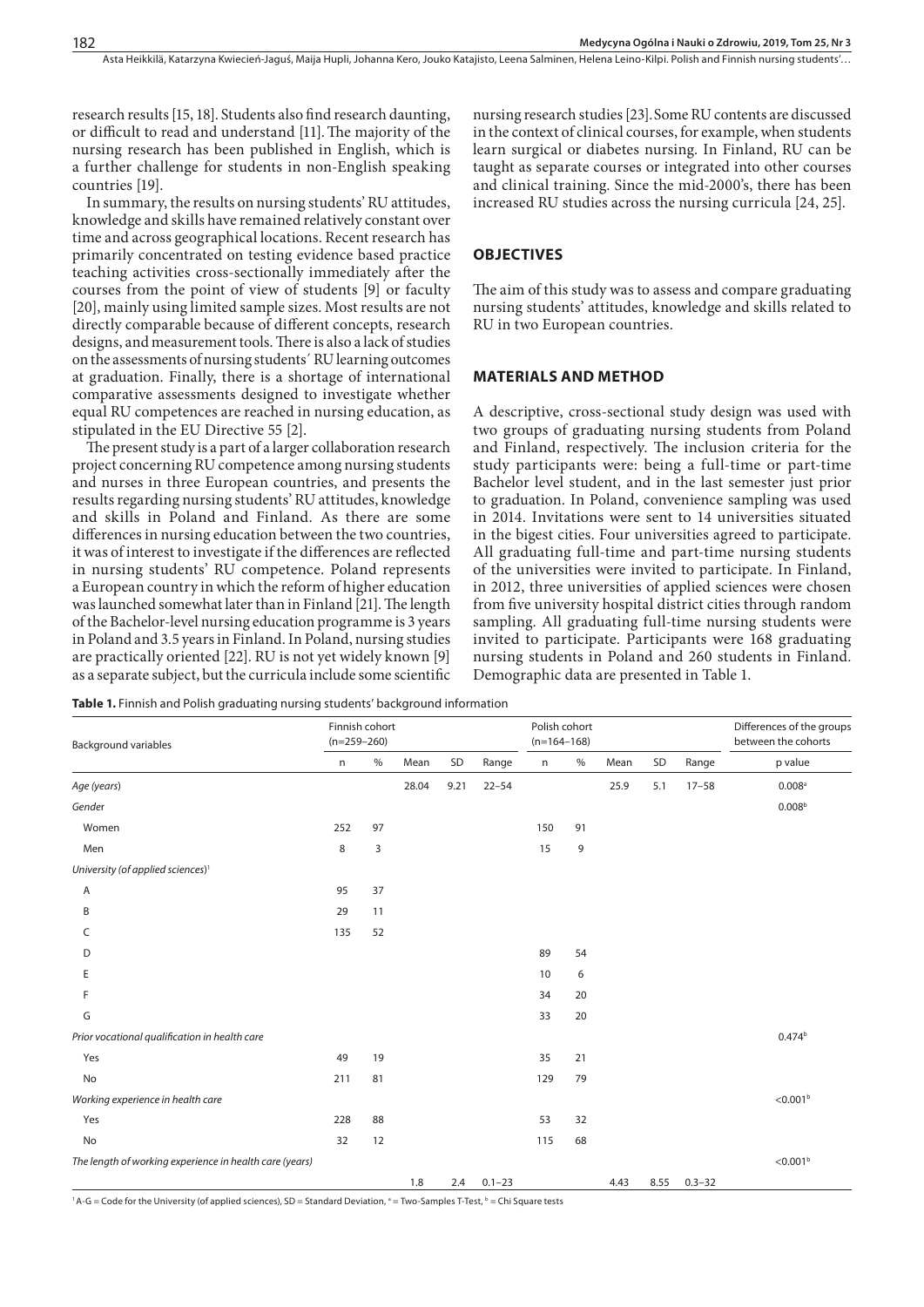research results [15, 18]. Students also find research daunting, or difficult to read and understand [11]. The majority of the nursing research has been published in English, which is a further challenge for students in non-English speaking countries [19].

In summary, the results on nursing students' RU attitudes, knowledge and skills have remained relatively constant over time and across geographical locations. Recent research has primarily concentrated on testing evidence based practice teaching activities cross-sectionally immediately after the courses from the point of view of students [9] or faculty [20], mainly using limited sample sizes. Most results are not directly comparable because of different concepts, research designs, and measurement tools. There is also a lack of studies on the assessments of nursing students´ RU learning outcomes at graduation. Finally, there is a shortage of international comparative assessments designed to investigate whether equal RU competences are reached in nursing education, as stipulated in the EU Directive 55 [2].

The present study is a part of a larger collaboration research project concerning RU competence among nursing students and nurses in three European countries, and presents the results regarding nursing students' RU attitudes, knowledge and skills in Poland and Finland. As there are some differences in nursing education between the two countries, it was of interest to investigate if the differences are reflected in nursing students' RU competence. Poland represents a European country in which the reform of higher education was launched somewhat later than in Finland [21]. The length of the Bachelor-level nursing education programme is 3 years in Poland and 3.5 years in Finland. In Poland, nursing studies are practically oriented [22]. RU is not yet widely known [9] as a separate subject, but the curricula include some scientific nursing research studies [23]. Some RU contents are discussed in the context of clinical courses, for example, when students learn surgical or diabetes nursing. In Finland, RU can be taught as separate courses or integrated into other courses and clinical training. Since the mid-2000's, there has been increased RU studies across the nursing curricula [24, 25].

## OBJECTIVES

The aim of this study was to assess and compare graduating nursing students' attitudes, knowledge and skills related to RU in two European countries.

## MATERIALS AND METHOD

A descriptive, cross-sectional study design was used with two groups of graduating nursing students from Poland and Finland, respectively. The inclusion criteria for the study participants were: being a full-time or part-time Bachelor level student, and in the last semester just prior to graduation. In Poland, convenience sampling was used in 2014. Invitations were sent to 14 universities situated in the bigest cities. Four universities agreed to participate. All graduating full-time and part-time nursing students of the universities were invited to participate. In Finland, in 2012, three universities of applied sciences were chosen from five university hospital district cities through random sampling. All graduating full-time nursing students were invited to participate. Participants were 168 graduating nursing students in Poland and 260 students in Finland. Demographic data are presented in Table 1.

**Table 1.** Finnish and Polish graduating nursing students' background information

| Background variables | Finnish cohort (n=259–260) | | | | | Polish cohort (n=164–168) | | | | | Differences of the groups between the cohorts |
|---|---|---|---|---|---|---|---|---|---|---|---|
| | n | % | Mean | SD | Range | n | % | Mean | SD | Range | p value |
| *Age (years)* | | | 28.04 | 9.21 | 22–54 | | | 25.9 | 5.1 | 17–58 | 0.008[a] |
| *Gender* | | | | | | | | | | | 0.008[b] |
| Women | 252 | 97 | | | | 150 | 91 | | | | |
| Men | 8 | 3 | | | | 15 | 9 | | | | |
| *University (of applied sciences)*[1] | | | | | | | | | | | |
| A | 95 | 37 | | | | | | | | | |
| B | 29 | 11 | | | | | | | | | |
| C | 135 | 52 | | | | | | | | | |
| D | | | | | | 89 | 54 | | | | |
| E | | | | | | 10 | 6 | | | | |
| F | | | | | | 34 | 20 | | | | |
| G | | | | | | 33 | 20 | | | | |
| *Prior vocational qualification in health care* | | | | | | | | | | | 0.474[b] |
| Yes | 49 | 19 | | | | 35 | 21 | | | | |
| No | 211 | 81 | | | | 129 | 79 | | | | |
| *Working experience in health care* | | | | | | | | | | | <0.001[b] |
| Yes | 228 | 88 | | | | 53 | 32 | | | | |
| No | 32 | 12 | | | | 115 | 68 | | | | |
| *The length of working experience in health care (years)* | | | | | | | | | | | <0.001[b] |
| | | | 1.8 | 2.4 | 0.1–23 | | | 4.43 | 8.55 | 0.3–32 | |

[1] A-G = Code for the University (of applied sciences), SD = Standard Deviation, [a] = Two-Samples T-Test, [b] = Chi Square tests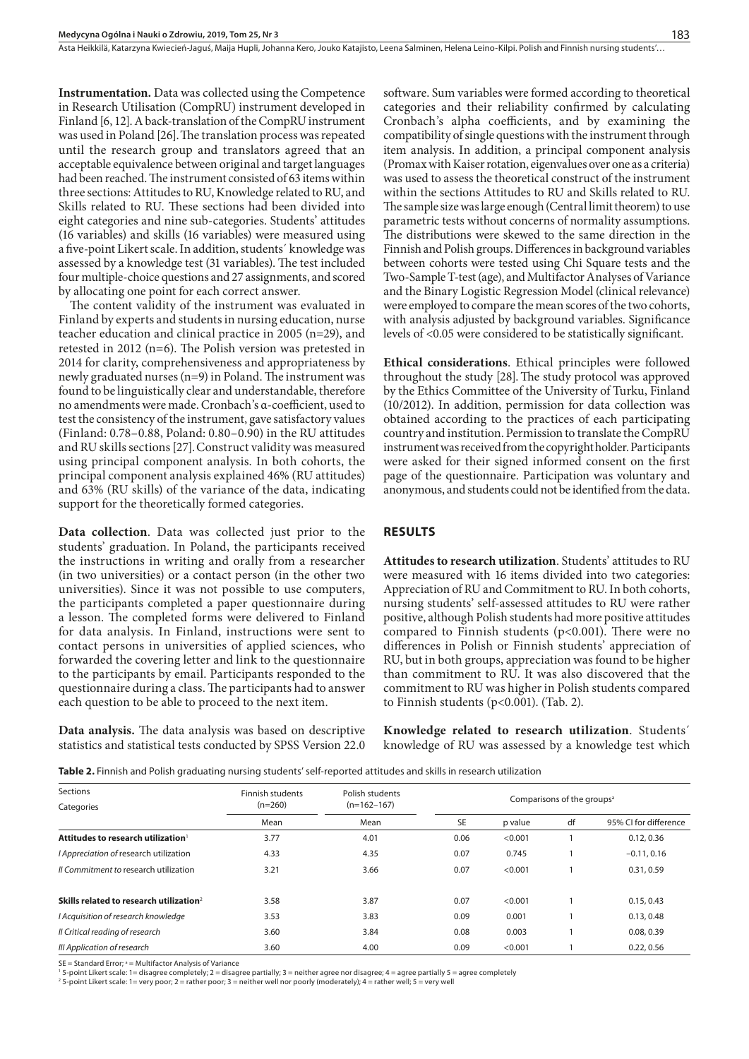**Instrumentation.** Data was collected using the Competence in Research Utilisation (CompRU) instrument developed in Finland [6, 12]. A back-translation of the CompRU instrument was used in Poland [26]. The translation process was repeated until the research group and translators agreed that an acceptable equivalence between original and target languages had been reached. The instrument consisted of 63 items within three sections: Attitudes to RU, Knowledge related to RU, and Skills related to RU. These sections had been divided into eight categories and nine sub-categories. Students' attitudes (16 variables) and skills (16 variables) were measured using a five-point Likert scale. In addition, students´ knowledge was assessed by a knowledge test (31 variables). The test included four multiple-choice questions and 27 assignments, and scored by allocating one point for each correct answer.

The content validity of the instrument was evaluated in Finland by experts and students in nursing education, nurse teacher education and clinical practice in 2005 (n=29), and retested in 2012 (n=6). The Polish version was pretested in 2014 for clarity, comprehensiveness and appropriateness by newly graduated nurses (n=9) in Poland. The instrument was found to be linguistically clear and understandable, therefore no amendments were made. Cronbach's α-coefficient, used to test the consistency of the instrument, gave satisfactory values (Finland: 0.78–0.88, Poland: 0.80–0.90) in the RU attitudes and RU skills sections [27]. Construct validity was measured using principal component analysis. In both cohorts, the principal component analysis explained 46% (RU attitudes) and 63% (RU skills) of the variance of the data, indicating support for the theoretically formed categories.

**Data collection**. Data was collected just prior to the students' graduation. In Poland, the participants received the instructions in writing and orally from a researcher (in two universities) or a contact person (in the other two universities). Since it was not possible to use computers, the participants completed a paper questionnaire during a lesson. The completed forms were delivered to Finland for data analysis. In Finland, instructions were sent to contact persons in universities of applied sciences, who forwarded the covering letter and link to the questionnaire to the participants by email. Participants responded to the questionnaire during a class. The participants had to answer each question to be able to proceed to the next item.

**Data analysis.** The data analysis was based on descriptive statistics and statistical tests conducted by SPSS Version 22.0 software. Sum variables were formed according to theoretical categories and their reliability confirmed by calculating Cronbach's alpha coefficients, and by examining the compatibility of single questions with the instrument through item analysis. In addition, a principal component analysis (Promax with Kaiser rotation, eigenvalues over one as a criteria) was used to assess the theoretical construct of the instrument within the sections Attitudes to RU and Skills related to RU. The sample size was large enough (Central limit theorem) to use parametric tests without concerns of normality assumptions. The distributions were skewed to the same direction in the Finnish and Polish groups. Differences in background variables between cohorts were tested using Chi Square tests and the Two-Sample T-test (age), and Multifactor Analyses of Variance and the Binary Logistic Regression Model (clinical relevance) were employed to compare the mean scores of the two cohorts, with analysis adjusted by background variables. Significance levels of <0.05 were considered to be statistically significant.

**Ethical considerations**. Ethical principles were followed throughout the study [28]. The study protocol was approved by the Ethics Committee of the University of Turku, Finland (10/2012). In addition, permission for data collection was obtained according to the practices of each participating country and institution. Permission to translate the CompRU instrument was received from the copyright holder. Participants were asked for their signed informed consent on the first page of the questionnaire. Participation was voluntary and anonymous, and students could not be identified from the data.

## RESULTS

**Attitudes to research utilization**. Students' attitudes to RU were measured with 16 items divided into two categories: Appreciation of RU and Commitment to RU. In both cohorts, nursing students' self-assessed attitudes to RU were rather positive, although Polish students had more positive attitudes compared to Finnish students (p<0.001). There were no differences in Polish or Finnish students' appreciation of RU, but in both groups, appreciation was found to be higher than commitment to RU. It was also discovered that the commitment to RU was higher in Polish students compared to Finnish students (p<0.001). (Tab. 2).

**Knowledge related to research utilization**. Students´ knowledge of RU was assessed by a knowledge test which

**Table 2.** Finnish and Polish graduating nursing students' self-reported attitudes and skills in research utilization

| Sections<br>Categories | Finnish students (n=260) | Polish students (n=162–167) | Comparisons of the groups[a] | | | |
|---|---|---|---|---|---|---|
| | Mean | Mean | SE | p value | df | 95% CI for difference |
| **Attitudes to research utilization**[1] | 3.77 | 4.01 | 0.06 | <0.001 | 1 | 0.12, 0.36 |
| *I Appreciation of* research utilization | 4.33 | 4.35 | 0.07 | 0.745 | 1 | –0.11, 0.16 |
| *II Commitment to* research utilization | 3.21 | 3.66 | 0.07 | <0.001 | 1 | 0.31, 0.59 |
| **Skills related to research utilization**[2] | 3.58 | 3.87 | 0.07 | <0.001 | 1 | 0.15, 0.43 |
| *I Acquisition of research knowledge* | 3.53 | 3.83 | 0.09 | 0.001 | 1 | 0.13, 0.48 |
| *II Critical reading of research* | 3.60 | 3.84 | 0.08 | 0.003 | 1 | 0.08, 0.39 |
| *III Application of research* | 3.60 | 4.00 | 0.09 | <0.001 | 1 | 0.22, 0.56 |

SE = Standard Error; [a] = Multifactor Analysis of Variance

[1] 5-point Likert scale: 1= disagree completely; 2 = disagree partially; 3 = neither agree nor disagree; 4 = agree partially 5 = agree completely

[2] 5-point Likert scale: 1= very poor; 2 = rather poor; 3 = neither well nor poorly (moderately); 4 = rather well; 5 = very well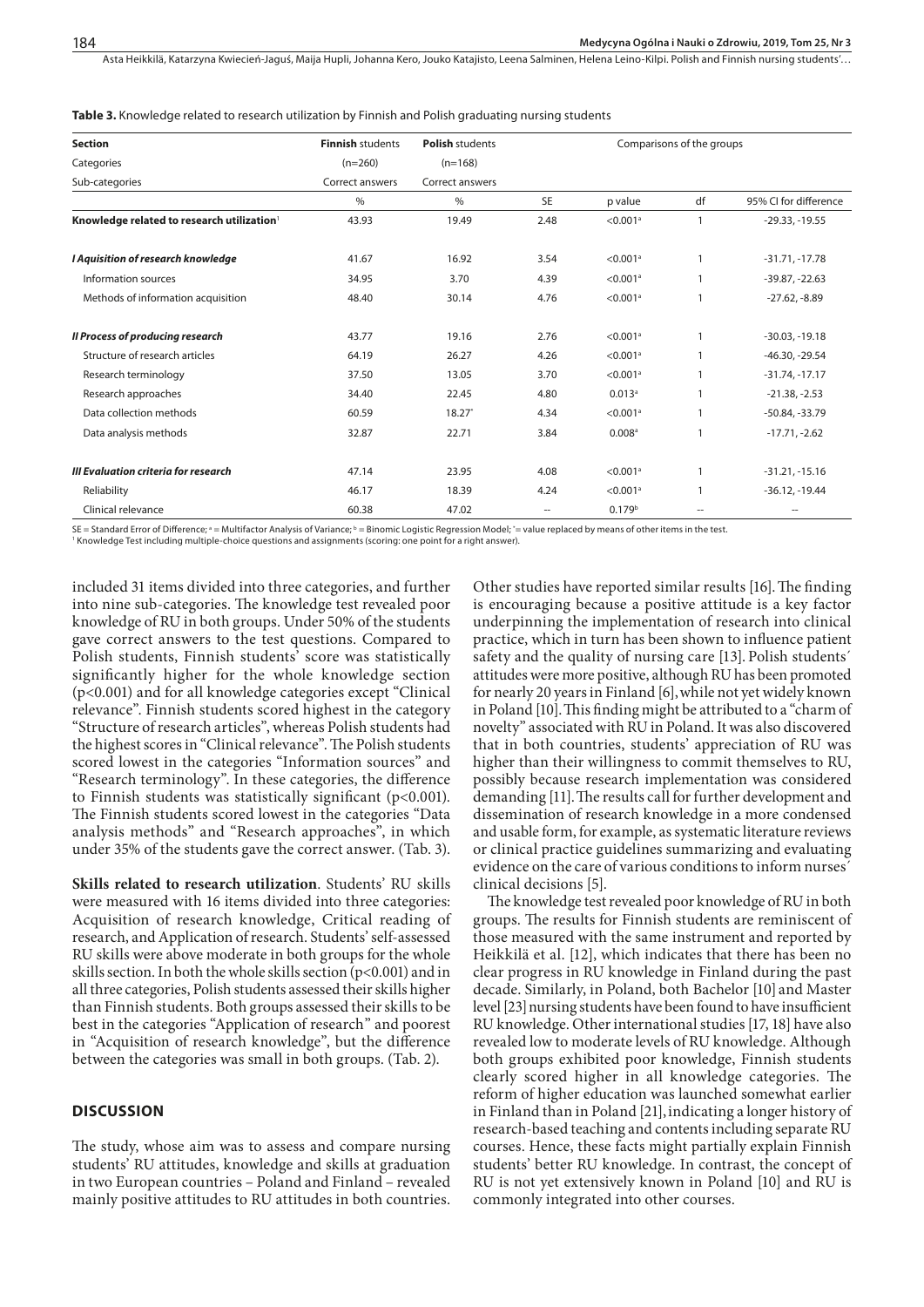**Table 3.** Knowledge related to research utilization by Finnish and Polish graduating nursing students

| Section<br>Categories<br>Sub-categories | **Finnish** students<br>(n=260)<br>Correct answers | **Polish** students<br>(n=168)<br>Correct answers | Comparisons of the groups | | | |
|---|---|---|---|---|---|---|
| | % | % | SE | p value | df | 95% CI for difference |
| **Knowledge related to research utilization**[1] | 43.93 | 19.49 | 2.48 | <0.001[a] | 1 | -29.33, -19.55 |
| ***I Aquisition of research knowledge*** | 41.67 | 16.92 | 3.54 | <0.001[a] | 1 | -31.71, -17.78 |
| Information sources | 34.95 | 3.70 | 4.39 | <0.001[a] | 1 | -39.87, -22.63 |
| Methods of information acquisition | 48.40 | 30.14 | 4.76 | <0.001[a] | 1 | -27.62, -8.89 |
| ***II Process of producing research*** | 43.77 | 19.16 | 2.76 | <0.001[a] | 1 | -30.03, -19.18 |
| Structure of research articles | 64.19 | 26.27 | 4.26 | <0.001[a] | 1 | -46.30, -29.54 |
| Research terminology | 37.50 | 13.05 | 3.70 | <0.001[a] | 1 | -31.74, -17.17 |
| Research approaches | 34.40 | 22.45 | 4.80 | 0.013[a] | 1 | -21.38, -2.53 |
| Data collection methods | 60.59 | 18.27* | 4.34 | <0.001[a] | 1 | -50.84, -33.79 |
| Data analysis methods | 32.87 | 22.71 | 3.84 | 0.008[a] | 1 | -17.71, -2.62 |
| ***III Evaluation criteria for research*** | 47.14 | 23.95 | 4.08 | <0.001[a] | 1 | -31.21, -15.16 |
| Reliability | 46.17 | 18.39 | 4.24 | <0.001[a] | 1 | -36.12, -19.44 |
| Clinical relevance | 60.38 | 47.02 | -- | 0.179[b] | -- | -- |

SE = Standard Error of Difference; [a] = Multifactor Analysis of Variance; [b] = Binomic Logistic Regression Model; * = value replaced by means of other items in the test.
[1] Knowledge Test including multiple-choice questions and assignments (scoring: one point for a right answer).

included 31 items divided into three categories, and further into nine sub-categories. The knowledge test revealed poor knowledge of RU in both groups. Under 50% of the students gave correct answers to the test questions. Compared to Polish students, Finnish students' score was statistically significantly higher for the whole knowledge section ($p<0.001$) and for all knowledge categories except "Clinical relevance". Finnish students scored highest in the category "Structure of research articles", whereas Polish students had the highest scores in "Clinical relevance". The Polish students scored lowest in the categories "Information sources" and "Research terminology". In these categories, the difference to Finnish students was statistically significant ($p<0.001$). The Finnish students scored lowest in the categories "Data analysis methods" and "Research approaches", in which under 35% of the students gave the correct answer. (Tab. 3).

**Skills related to research utilization**. Students' RU skills were measured with 16 items divided into three categories: Acquisition of research knowledge, Critical reading of research, and Application of research. Students' self-assessed RU skills were above moderate in both groups for the whole skills section. In both the whole skills section ($p<0.001$) and in all three categories, Polish students assessed their skills higher than Finnish students. Both groups assessed their skills to be best in the categories "Application of research" and poorest in "Acquisition of research knowledge", but the difference between the categories was small in both groups. (Tab. 2).

## DISCUSSION

The study, whose aim was to assess and compare nursing students' RU attitudes, knowledge and skills at graduation in two European countries – Poland and Finland – revealed mainly positive attitudes to RU attitudes in both countries. Other studies have reported similar results [16]. The finding is encouraging because a positive attitude is a key factor underpinning the implementation of research into clinical practice, which in turn has been shown to influence patient safety and the quality of nursing care [13]. Polish students´ attitudes were more positive, although RU has been promoted for nearly 20 years in Finland [6], while not yet widely known in Poland [10]. This finding might be attributed to a "charm of novelty" associated with RU in Poland. It was also discovered that in both countries, students' appreciation of RU was higher than their willingness to commit themselves to RU, possibly because research implementation was considered demanding [11]. The results call for further development and dissemination of research knowledge in a more condensed and usable form, for example, as systematic literature reviews or clinical practice guidelines summarizing and evaluating evidence on the care of various conditions to inform nurses´ clinical decisions [5].

The knowledge test revealed poor knowledge of RU in both groups. The results for Finnish students are reminiscent of those measured with the same instrument and reported by Heikkilä et al. [12], which indicates that there has been no clear progress in RU knowledge in Finland during the past decade. Similarly, in Poland, both Bachelor [10] and Master level [23] nursing students have been found to have insufficient RU knowledge. Other international studies [17, 18] have also revealed low to moderate levels of RU knowledge. Although both groups exhibited poor knowledge, Finnish students clearly scored higher in all knowledge categories. The reform of higher education was launched somewhat earlier in Finland than in Poland [21], indicating a longer history of research-based teaching and contents including separate RU courses. Hence, these facts might partially explain Finnish students' better RU knowledge. In contrast, the concept of RU is not yet extensively known in Poland [10] and RU is commonly integrated into other courses.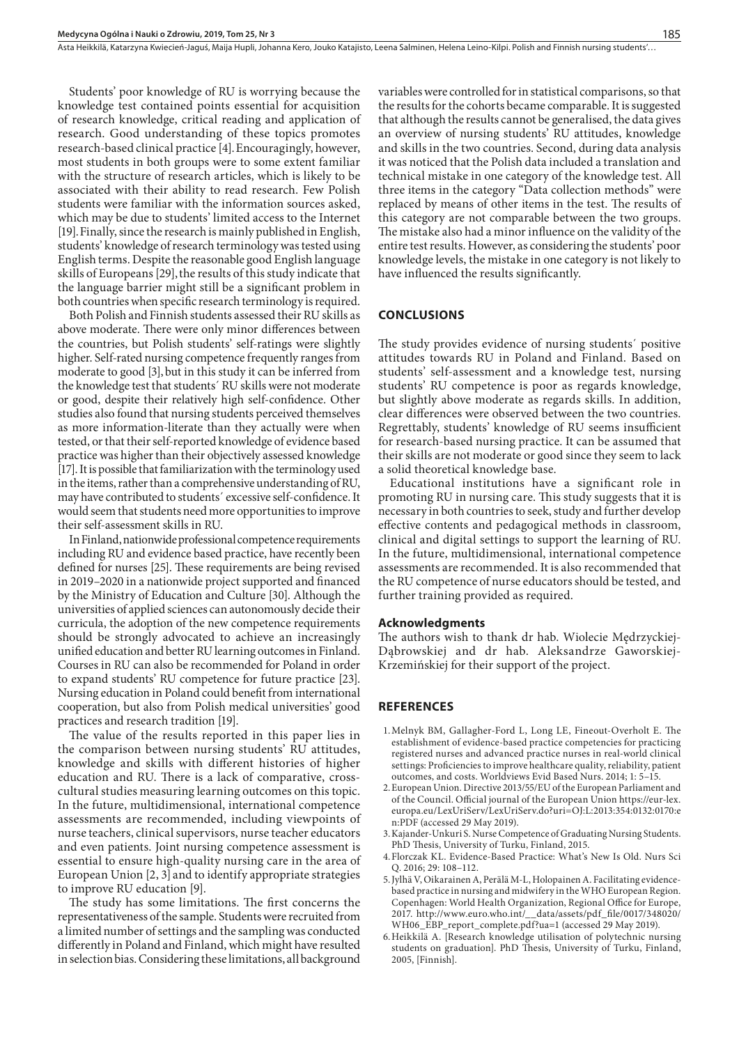Students' poor knowledge of RU is worrying because the knowledge test contained points essential for acquisition of research knowledge, critical reading and application of research. Good understanding of these topics promotes research-based clinical practice [4]. Encouragingly, however, most students in both groups were to some extent familiar with the structure of research articles, which is likely to be associated with their ability to read research. Few Polish students were familiar with the information sources asked, which may be due to students' limited access to the Internet [19]. Finally, since the research is mainly published in English, students' knowledge of research terminology was tested using English terms. Despite the reasonable good English language skills of Europeans [29], the results of this study indicate that the language barrier might still be a significant problem in both countries when specific research terminology is required.

Both Polish and Finnish students assessed their RU skills as above moderate. There were only minor differences between the countries, but Polish students' self-ratings were slightly higher. Self-rated nursing competence frequently ranges from moderate to good [3], but in this study it can be inferred from the knowledge test that students´ RU skills were not moderate or good, despite their relatively high self-confidence. Other studies also found that nursing students perceived themselves as more information-literate than they actually were when tested, or that their self-reported knowledge of evidence based practice was higher than their objectively assessed knowledge [17]. It is possible that familiarization with the terminology used in the items, rather than a comprehensive understanding of RU, may have contributed to students´ excessive self-confidence. It would seem that students need more opportunities to improve their self-assessment skills in RU.

In Finland, nationwide professional competence requirements including RU and evidence based practice, have recently been defined for nurses [25]. These requirements are being revised in 2019–2020 in a nationwide project supported and financed by the Ministry of Education and Culture [30]. Although the universities of applied sciences can autonomously decide their curricula, the adoption of the new competence requirements should be strongly advocated to achieve an increasingly unified education and better RU learning outcomes in Finland. Courses in RU can also be recommended for Poland in order to expand students' RU competence for future practice [23]. Nursing education in Poland could benefit from international cooperation, but also from Polish medical universities' good practices and research tradition [19].

The value of the results reported in this paper lies in the comparison between nursing students' RU attitudes, knowledge and skills with different histories of higher education and RU. There is a lack of comparative, cross-cultural studies measuring learning outcomes on this topic. In the future, multidimensional, international competence assessments are recommended, including viewpoints of nurse teachers, clinical supervisors, nurse teacher educators and even patients. Joint nursing competence assessment is essential to ensure high-quality nursing care in the area of European Union [2, 3] and to identify appropriate strategies to improve RU education [9].

The study has some limitations. The first concerns the representativeness of the sample. Students were recruited from a limited number of settings and the sampling was conducted differently in Poland and Finland, which might have resulted in selection bias. Considering these limitations, all background variables were controlled for in statistical comparisons, so that the results for the cohorts became comparable. It is suggested that although the results cannot be generalised, the data gives an overview of nursing students' RU attitudes, knowledge and skills in the two countries. Second, during data analysis it was noticed that the Polish data included a translation and technical mistake in one category of the knowledge test. All three items in the category "Data collection methods" were replaced by means of other items in the test. The results of this category are not comparable between the two groups. The mistake also had a minor influence on the validity of the entire test results. However, as considering the students' poor knowledge levels, the mistake in one category is not likely to have influenced the results significantly.

## CONCLUSIONS

The study provides evidence of nursing students´ positive attitudes towards RU in Poland and Finland. Based on students' self-assessment and a knowledge test, nursing students' RU competence is poor as regards knowledge, but slightly above moderate as regards skills. In addition, clear differences were observed between the two countries. Regrettably, students' knowledge of RU seems insufficient for research-based nursing practice. It can be assumed that their skills are not moderate or good since they seem to lack a solid theoretical knowledge base.

Educational institutions have a significant role in promoting RU in nursing care. This study suggests that it is necessary in both countries to seek, study and further develop effective contents and pedagogical methods in classroom, clinical and digital settings to support the learning of RU. In the future, multidimensional, international competence assessments are recommended. It is also recommended that the RU competence of nurse educators should be tested, and further training provided as required.

### Acknowledgments

The authors wish to thank dr hab. Wiolecie Mędrzyckiej-Dąbrowskiej and dr hab. Aleksandrze Gaworskiej-Krzemińskiej for their support of the project.

## REFERENCES

1. Melnyk BM, Gallagher-Ford L, Long LE, Fineout-Overholt E. The establishment of evidence-based practice competencies for practicing registered nurses and advanced practice nurses in real-world clinical settings: Proficiencies to improve healthcare quality, reliability, patient outcomes, and costs. Worldviews Evid Based Nurs. 2014; 1: 5–15.
2. European Union. Directive 2013/55/EU of the European Parliament and of the Council. Official journal of the European Union https://eur-lex.europa.eu/LexUriServ/LexUriServ.do?uri=OJ:L:2013:354:0132:0170:en:PDF (accessed 29 May 2019).
3. Kajander-Unkuri S. Nurse Competence of Graduating Nursing Students. PhD Thesis, University of Turku, Finland, 2015.
4. Florczak KL. Evidence-Based Practice: What's New Is Old. Nurs Sci Q. 2016; 29: 108–112.
5. Jylhä V, Oikarainen A, Perälä M-L, Holopainen A. Facilitating evidence-based practice in nursing and midwifery in the WHO European Region. Copenhagen: World Health Organization, Regional Office for Europe, 2017. http://www.euro.who.int/__data/assets/pdf_file/0017/348020/WH06_EBP_report_complete.pdf?ua=1 (accessed 29 May 2019).
6. Heikkilä A. [Research knowledge utilisation of polytechnic nursing students on graduation]. PhD Thesis, University of Turku, Finland, 2005, [Finnish].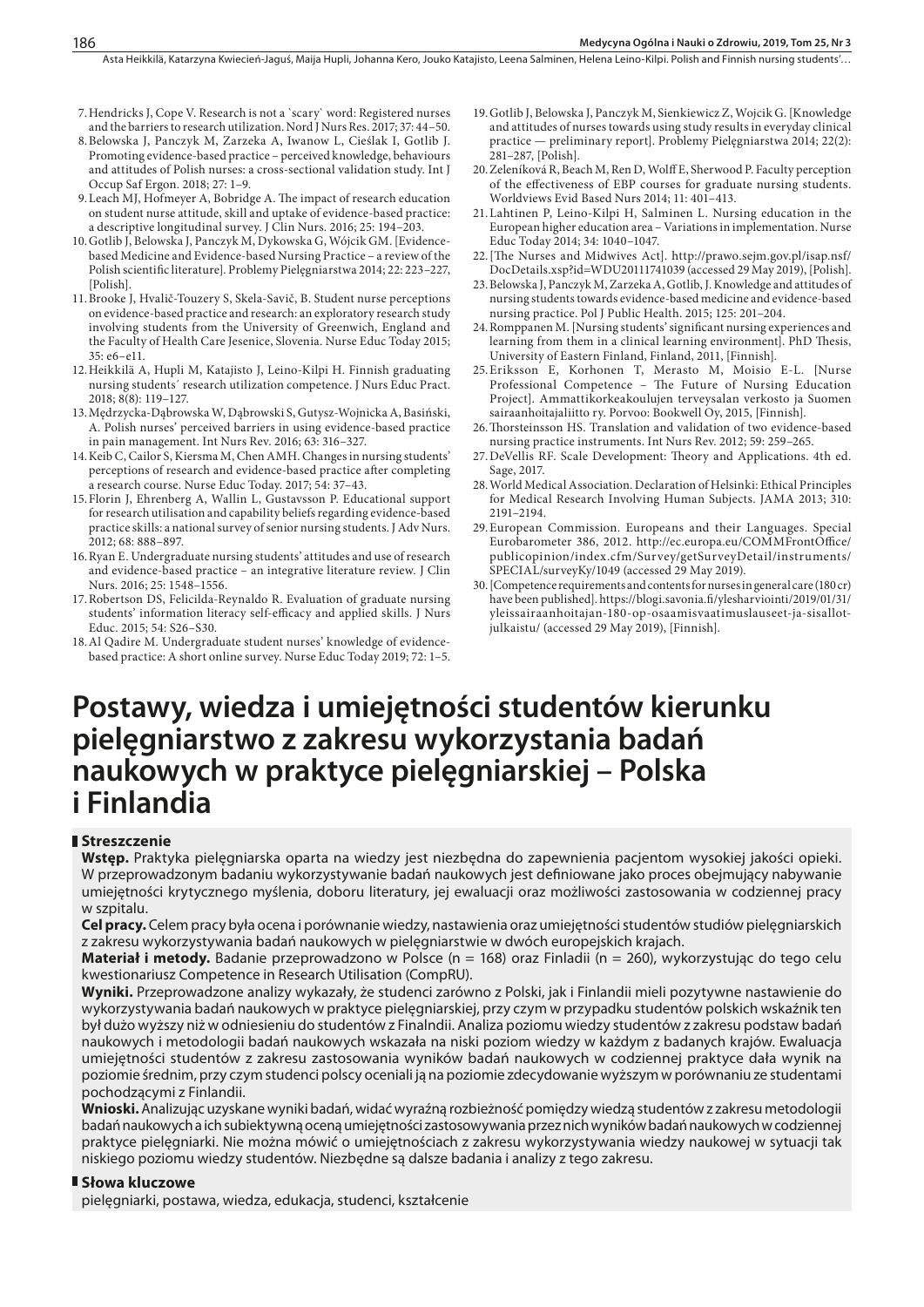7. Hendricks J, Cope V. Research is not a `scary` word: Registered nurses and the barriers to research utilization. Nord J Nurs Res. 2017; 37: 44–50.
8. Belowska J, Panczyk M, Zarzeka A, Iwanow L, Cieślak I, Gotlib J. Promoting evidence-based practice – perceived knowledge, behaviours and attitudes of Polish nurses: a cross-sectional validation study. Int J Occup Saf Ergon. 2018; 27: 1–9.
9. Leach MJ, Hofmeyer A, Bobridge A. The impact of research education on student nurse attitude, skill and uptake of evidence-based practice: a descriptive longitudinal survey. J Clin Nurs. 2016; 25: 194–203.
10. Gotlib J, Belowska J, Panczyk M, Dykowska G, Wójcik GM. [Evidence-based Medicine and Evidence-based Nursing Practice – a review of the Polish scientific literature]. Problemy Pielęgniarstwa 2014; 22: 223–227, [Polish].
11. Brooke J, Hvalič-Touzery S, Skela-Savič, B. Student nurse perceptions on evidence-based practice and research: an exploratory research study involving students from the University of Greenwich, England and the Faculty of Health Care Jesenice, Slovenia. Nurse Educ Today 2015; 35: e6–e11.
12. Heikkilä A, Hupli M, Katajisto J, Leino-Kilpi H. Finnish graduating nursing students´ research utilization competence. J Nurs Educ Pract. 2018; 8(8): 119–127.
13. Mędrzycka-Dąbrowska W, Dąbrowski S, Gutysz-Wojnicka A, Basiński, A. Polish nurses' perceived barriers in using evidence-based practice in pain management. Int Nurs Rev. 2016; 63: 316–327.
14. Keib C, Cailor S, Kiersma M, Chen AMH. Changes in nursing students' perceptions of research and evidence-based practice after completing a research course. Nurse Educ Today. 2017; 54: 37–43.
15. Florin J, Ehrenberg A, Wallin L, Gustavsson P. Educational support for research utilisation and capability beliefs regarding evidence-based practice skills: a national survey of senior nursing students. J Adv Nurs. 2012; 68: 888–897.
16. Ryan E. Undergraduate nursing students' attitudes and use of research and evidence-based practice – an integrative literature review. J Clin Nurs. 2016; 25: 1548–1556.
17. Robertson DS, Felicilda-Reynaldo R. Evaluation of graduate nursing students' information literacy self-efficacy and applied skills. J Nurs Educ. 2015; 54: S26–S30.
18. Al Qadire M. Undergraduate student nurses' knowledge of evidence-based practice: A short online survey. Nurse Educ Today 2019; 72: 1–5.
19. Gotlib J, Belowska J, Panczyk M, Sienkiewicz Z, Wojcik G. [Knowledge and attitudes of nurses towards using study results in everyday clinical practice — preliminary report]. Problemy Pielęgniarstwa 2014; 22(2): 281–287, [Polish].
20. Zeleníková R, Beach M, Ren D, Wolff E, Sherwood P. Faculty perception of the effectiveness of EBP courses for graduate nursing students. Worldviews Evid Based Nurs 2014; 11: 401–413.
21. Lahtinen P, Leino-Kilpi H, Salminen L. Nursing education in the European higher education area – Variations in implementation. Nurse Educ Today 2014; 34: 1040–1047.
22. [The Nurses and Midwives Act]. http://prawo.sejm.gov.pl/isap.nsf/DocDetails.xsp?id=WDU20111741039 (accessed 29 May 2019), [Polish].
23. Belowska J, Panczyk M, Zarzeka A, Gotlib, J. Knowledge and attitudes of nursing students towards evidence-based medicine and evidence-based nursing practice. Pol J Public Health. 2015; 125: 201–204.
24. Romppanen M. [Nursing students' significant nursing experiences and learning from them in a clinical learning environment]. PhD Thesis, University of Eastern Finland, Finland, 2011, [Finnish].
25. Eriksson E, Korhonen T, Merasto M, Moisio E-L. [Nurse Professional Competence – The Future of Nursing Education Project]. Ammattikorkeakoulujen terveysalan verkosto ja Suomen sairaanhoitajaliitto ry. Porvoo: Bookwell Oy, 2015, [Finnish].
26. Thorsteinsson HS. Translation and validation of two evidence-based nursing practice instruments. Int Nurs Rev. 2012; 59: 259–265.
27. DeVellis RF. Scale Development: Theory and Applications. 4th ed. Sage, 2017.
28. World Medical Association. Declaration of Helsinki: Ethical Principles for Medical Research Involving Human Subjects. JAMA 2013; 310: 2191–2194.
29. European Commission. Europeans and their Languages. Special Eurobarometer 386, 2012. http://ec.europa.eu/COMMFrontOffice/publicopinion/index.cfm/Survey/getSurveyDetail/instruments/SPECIAL/surveyKy/1049 (accessed 29 May 2019).
30. [Competence requirements and contents for nurses in general care (180 cr) have been published]. https://blogi.savonia.fi/ylesharviointi/2019/01/31/yleissairaanhoitajan-180-op-osaamisvaatimuslauseet-ja-sisallot-julkaistu/ (accessed 29 May 2019), [Finnish].

# Postawy, wiedza i umiejętności studentów kierunku pielęgniarstwo z zakresu wykorzystania badań naukowych w praktyce pielęgniarskiej – Polska i Finlandia

## Streszczenie

**Wstęp.** Praktyka pielęgniarska oparta na wiedzy jest niezbędna do zapewnienia pacjentom wysokiej jakości opieki. W przeprowadzonym badaniu wykorzystywanie badań naukowych jest definiowane jako proces obejmujący nabywanie umiejętności krytycznego myślenia, doboru literatury, jej ewaluacji oraz możliwości zastosowania w codziennej pracy w szpitalu.

**Cel pracy.** Celem pracy była ocena i porównanie wiedzy, nastawienia oraz umiejętności studentów studiów pielęgniarskich z zakresu wykorzystywania badań naukowych w pielęgniarstwie w dwóch europejskich krajach.

**Materiał i metody.** Badanie przeprowadzono w Polsce (n = 168) oraz Finladii (n = 260), wykorzystując do tego celu kwestionariusz Competence in Research Utilisation (CompRU).

**Wyniki.** Przeprowadzone analizy wykazały, że studenci zarówno z Polski, jak i Finlandii mieli pozytywne nastawienie do wykorzystywania badań naukowych w praktyce pielęgniarskiej, przy czym w przypadku studentów polskich wskaźnik ten był dużo wyższy niż w odniesieniu do studentów z Finalndii. Analiza poziomu wiedzy studentów z zakresu podstaw badań naukowych i metodologii badań naukowych wskazała na niski poziom wiedzy w każdym z badanych krajów. Ewaluacja umiejętności studentów z zakresu zastosowania wyników badań naukowych w codziennej praktyce dała wynik na poziomie średnim, przy czym studenci polscy oceniali ją na poziomie zdecydowanie wyższym w porównaniu ze studentami pochodzącymi z Finlandii.

**Wnioski.** Analizując uzyskane wyniki badań, widać wyraźną rozbieżność pomiędzy wiedzą studentów z zakresu metodologii badań naukowych a ich subiektywną oceną umiejętności zastosowywania przez nich wyników badań naukowych w codziennej praktyce pielęgniarki. Nie można mówić o umiejętnościach z zakresu wykorzystywania wiedzy naukowej w sytuacji tak niskiego poziomu wiedzy studentów. Niezbędne są dalsze badania i analizy z tego zakresu.

## Słowa kluczowe

pielęgniarki, postawa, wiedza, edukacja, studenci, kształcenie